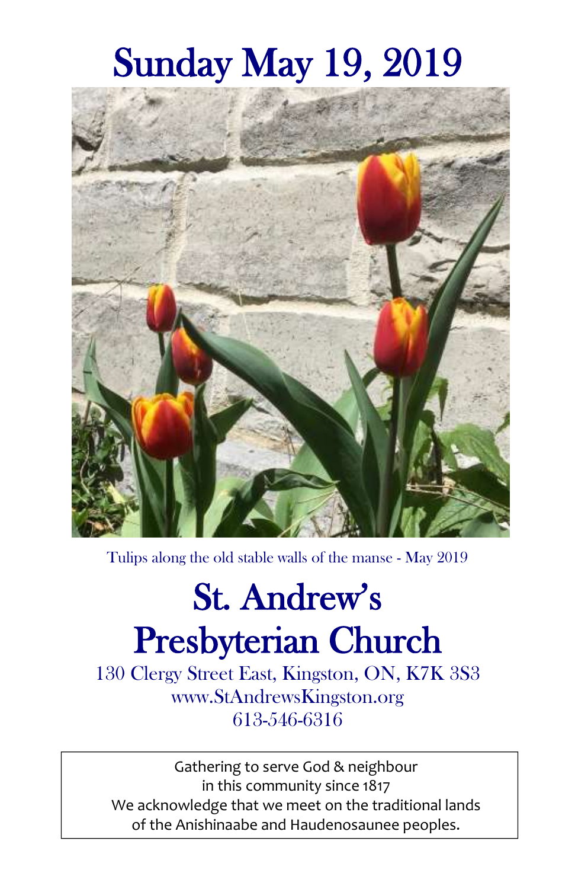# Sunday May 19, 2019

Tulips along the old stable walls of the manse - May 2019

# St. Andrew's Presbyterian Church

130 Clergy Street East, Kingston, ON, K7K 3S3
www.StAndrewsKingston.org
613-546-6316

Gathering to serve God & neighbour
in this community since 1817
We acknowledge that we meet on the traditional lands
of the Anishinaabe and Haudenosaunee peoples.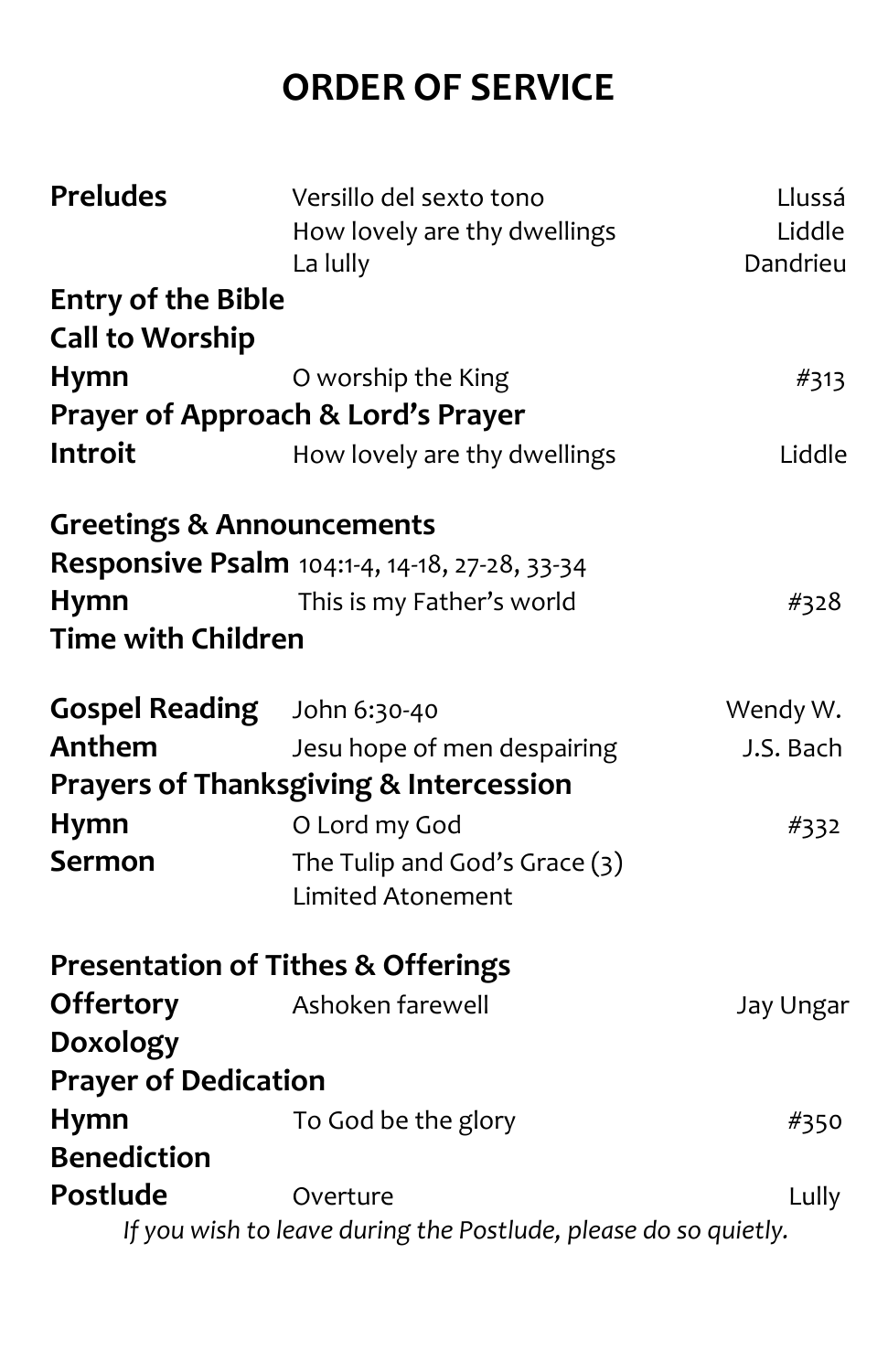# ORDER OF SERVICE

| | | |
|---|---|---|
| **Preludes** | Versillo del sexto tono | Llussá |
| | How lovely are thy dwellings | Liddle |
| | La lully | Dandrieu |
| **Entry of the Bible** | | |
| **Call to Worship** | | |
| **Hymn** | O worship the King | #313 |
| **Prayer of Approach & Lord's Prayer** | | |
| **Introit** | How lovely are thy dwellings | Liddle |
| **Greetings & Announcements** | | |
| **Responsive Psalm** | 104:1-4, 14-18, 27-28, 33-34 | |
| **Hymn** | This is my Father's world | #328 |
| **Time with Children** | | |
| **Gospel Reading** | John 6:30-40 | Wendy W. |
| **Anthem** | Jesu hope of men despairing | J.S. Bach |
| **Prayers of Thanksgiving & Intercession** | | |
| **Hymn** | O Lord my God | #332 |
| **Sermon** | The Tulip and God's Grace (3) Limited Atonement | |
| **Presentation of Tithes & Offerings** | | |
| **Offertory** | Ashoken farewell | Jay Ungar |
| **Doxology** | | |
| **Prayer of Dedication** | | |
| **Hymn** | To God be the glory | #350 |
| **Benediction** | | |
| **Postlude** | Overture | Lully |

*If you wish to leave during the Postlude, please do so quietly.*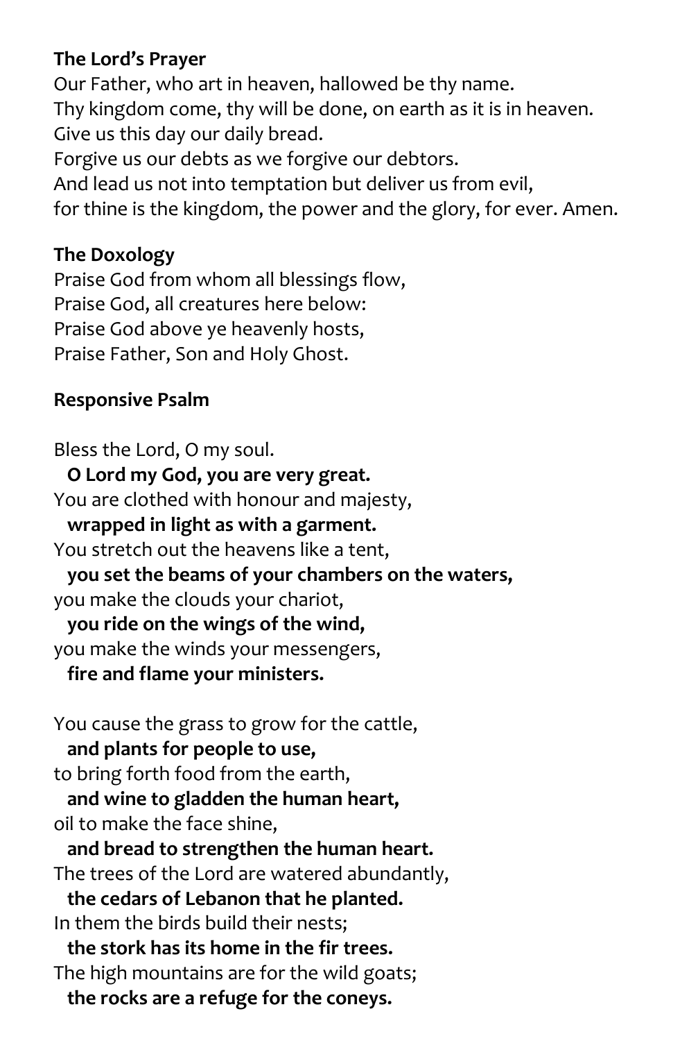**The Lord's Prayer**

Our Father, who art in heaven, hallowed be thy name.
Thy kingdom come, thy will be done, on earth as it is in heaven.
Give us this day our daily bread.
Forgive us our debts as we forgive our debtors.
And lead us not into temptation but deliver us from evil,
for thine is the kingdom, the power and the glory, for ever. Amen.

**The Doxology**

Praise God from whom all blessings flow,
Praise God, all creatures here below:
Praise God above ye heavenly hosts,
Praise Father, Son and Holy Ghost.

**Responsive Psalm**

Bless the Lord, O my soul.
**O Lord my God, you are very great.**
You are clothed with honour and majesty,
**wrapped in light as with a garment.**
You stretch out the heavens like a tent,
**you set the beams of your chambers on the waters,**
you make the clouds your chariot,
**you ride on the wings of the wind,**
you make the winds your messengers,
**fire and flame your ministers.**

You cause the grass to grow for the cattle,
**and plants for people to use,**
to bring forth food from the earth,
**and wine to gladden the human heart,**
oil to make the face shine,
**and bread to strengthen the human heart.**
The trees of the Lord are watered abundantly,
**the cedars of Lebanon that he planted.**
In them the birds build their nests;
**the stork has its home in the fir trees.**
The high mountains are for the wild goats;
**the rocks are a refuge for the coneys.**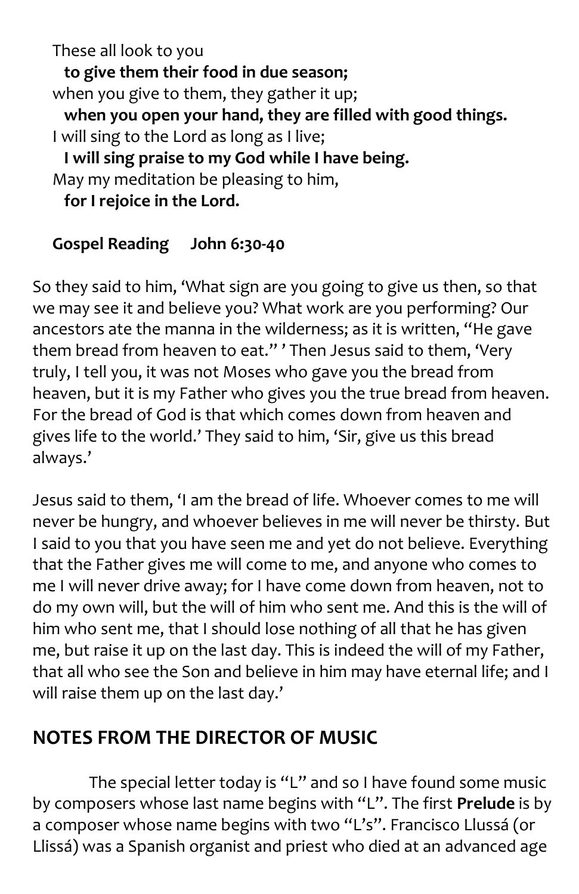These all look to you
**to give them their food in due season;**
when you give to them, they gather it up;
**when you open your hand, they are filled with good things.**
I will sing to the Lord as long as I live;
**I will sing praise to my God while I have being.**
May my meditation be pleasing to him,
**for I rejoice in the Lord.**

**Gospel Reading John 6:30-40**

So they said to him, 'What sign are you going to give us then, so that we may see it and believe you? What work are you performing? Our ancestors ate the manna in the wilderness; as it is written, "He gave them bread from heaven to eat." ' Then Jesus said to them, 'Very truly, I tell you, it was not Moses who gave you the bread from heaven, but it is my Father who gives you the true bread from heaven. For the bread of God is that which comes down from heaven and gives life to the world.' They said to him, 'Sir, give us this bread always.'

Jesus said to them, 'I am the bread of life. Whoever comes to me will never be hungry, and whoever believes in me will never be thirsty. But I said to you that you have seen me and yet do not believe. Everything that the Father gives me will come to me, and anyone who comes to me I will never drive away; for I have come down from heaven, not to do my own will, but the will of him who sent me. And this is the will of him who sent me, that I should lose nothing of all that he has given me, but raise it up on the last day. This is indeed the will of my Father, that all who see the Son and believe in him may have eternal life; and I will raise them up on the last day.'

## NOTES FROM THE DIRECTOR OF MUSIC

The special letter today is "L" and so I have found some music by composers whose last name begins with "L". The first **Prelude** is by a composer whose name begins with two "L's". Francisco Llussá (or Llissá) was a Spanish organist and priest who died at an advanced age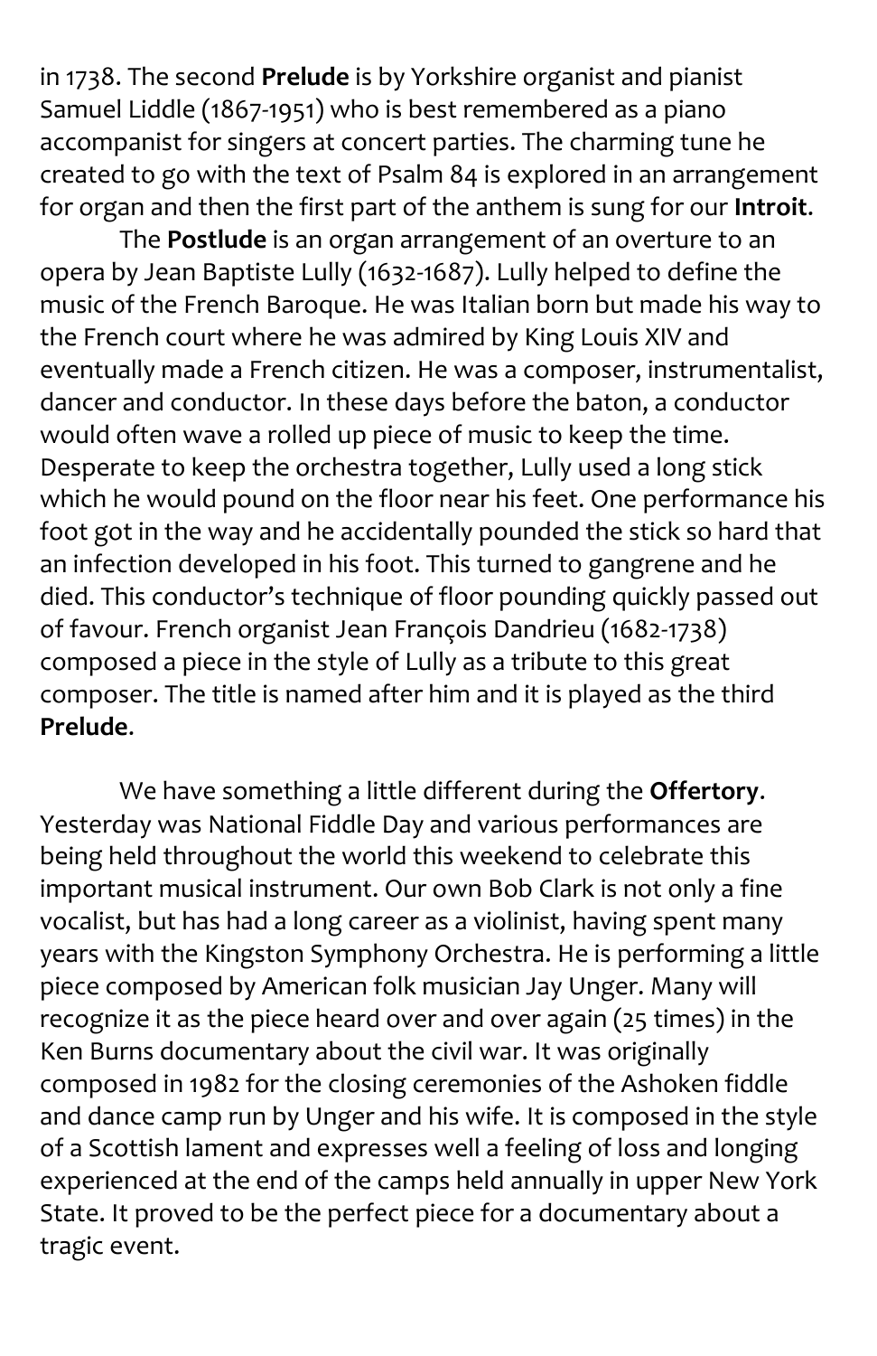in 1738. The second **Prelude** is by Yorkshire organist and pianist Samuel Liddle (1867-1951) who is best remembered as a piano accompanist for singers at concert parties. The charming tune he created to go with the text of Psalm 84 is explored in an arrangement for organ and then the first part of the anthem is sung for our **Introit**.

The **Postlude** is an organ arrangement of an overture to an opera by Jean Baptiste Lully (1632-1687). Lully helped to define the music of the French Baroque. He was Italian born but made his way to the French court where he was admired by King Louis XIV and eventually made a French citizen. He was a composer, instrumentalist, dancer and conductor. In these days before the baton, a conductor would often wave a rolled up piece of music to keep the time. Desperate to keep the orchestra together, Lully used a long stick which he would pound on the floor near his feet. One performance his foot got in the way and he accidentally pounded the stick so hard that an infection developed in his foot. This turned to gangrene and he died. This conductor's technique of floor pounding quickly passed out of favour. French organist Jean François Dandrieu (1682-1738) composed a piece in the style of Lully as a tribute to this great composer. The title is named after him and it is played as the third **Prelude**.

We have something a little different during the **Offertory**. Yesterday was National Fiddle Day and various performances are being held throughout the world this weekend to celebrate this important musical instrument. Our own Bob Clark is not only a fine vocalist, but has had a long career as a violinist, having spent many years with the Kingston Symphony Orchestra. He is performing a little piece composed by American folk musician Jay Unger. Many will recognize it as the piece heard over and over again (25 times) in the Ken Burns documentary about the civil war. It was originally composed in 1982 for the closing ceremonies of the Ashoken fiddle and dance camp run by Unger and his wife. It is composed in the style of a Scottish lament and expresses well a feeling of loss and longing experienced at the end of the camps held annually in upper New York State. It proved to be the perfect piece for a documentary about a tragic event.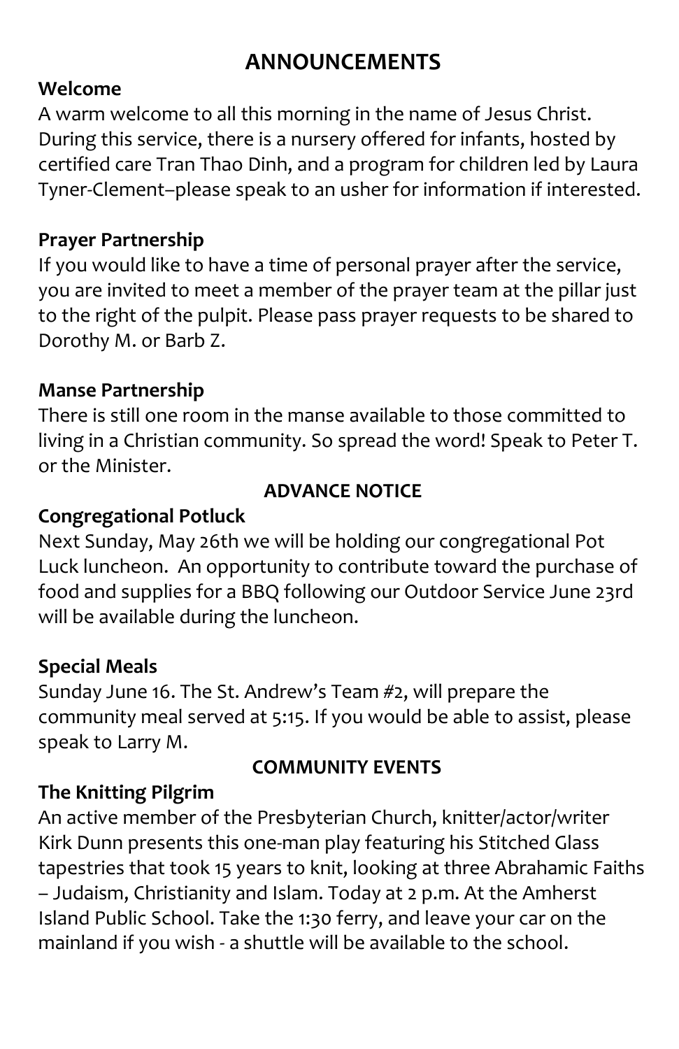# ANNOUNCEMENTS

**Welcome**

A warm welcome to all this morning in the name of Jesus Christ. During this service, there is a nursery offered for infants, hosted by certified care Tran Thao Dinh, and a program for children led by Laura Tyner-Clement–please speak to an usher for information if interested.

**Prayer Partnership**

If you would like to have a time of personal prayer after the service, you are invited to meet a member of the prayer team at the pillar just to the right of the pulpit. Please pass prayer requests to be shared to Dorothy M. or Barb Z.

**Manse Partnership**

There is still one room in the manse available to those committed to living in a Christian community. So spread the word! Speak to Peter T. or the Minister.

## ADVANCE NOTICE

**Congregational Potluck**

Next Sunday, May 26th we will be holding our congregational Pot Luck luncheon. An opportunity to contribute toward the purchase of food and supplies for a BBQ following our Outdoor Service June 23rd will be available during the luncheon.

**Special Meals**

Sunday June 16. The St. Andrew's Team #2, will prepare the community meal served at 5:15. If you would be able to assist, please speak to Larry M.

## COMMUNITY EVENTS

**The Knitting Pilgrim**

An active member of the Presbyterian Church, knitter/actor/writer Kirk Dunn presents this one-man play featuring his Stitched Glass tapestries that took 15 years to knit, looking at three Abrahamic Faiths – Judaism, Christianity and Islam. Today at 2 p.m. At the Amherst Island Public School. Take the 1:30 ferry, and leave your car on the mainland if you wish - a shuttle will be available to the school.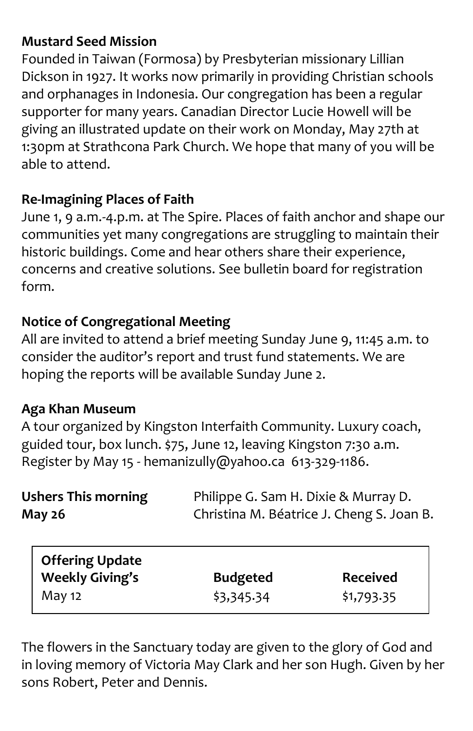**Mustard Seed Mission**

Founded in Taiwan (Formosa) by Presbyterian missionary Lillian Dickson in 1927. It works now primarily in providing Christian schools and orphanages in Indonesia. Our congregation has been a regular supporter for many years. Canadian Director Lucie Howell will be giving an illustrated update on their work on Monday, May 27th at 1:30pm at Strathcona Park Church. We hope that many of you will be able to attend.

**Re-Imagining Places of Faith**

June 1, 9 a.m.-4.p.m. at The Spire. Places of faith anchor and shape our communities yet many congregations are struggling to maintain their historic buildings. Come and hear others share their experience, concerns and creative solutions. See bulletin board for registration form.

**Notice of Congregational Meeting**

All are invited to attend a brief meeting Sunday June 9, 11:45 a.m. to consider the auditor's report and trust fund statements. We are hoping the reports will be available Sunday June 2.

**Aga Khan Museum**

A tour organized by Kingston Interfaith Community. Luxury coach, guided tour, box lunch. $75, June 12, leaving Kingston 7:30 a.m. Register by May 15 - hemanizully@yahoo.ca 613-329-1186.

| | |
|---|---|
| **Ushers This morning** | Philippe G. Sam H. Dixie & Murray D. |
| **May 26** | Christina M. Béatrice J. Cheng S. Joan B. |

| **Offering Update Weekly Giving's** | **Budgeted** | **Received** |
|---|---|---|
| May 12 | $3,345.34 | $1,793.35 |

The flowers in the Sanctuary today are given to the glory of God and in loving memory of Victoria May Clark and her son Hugh. Given by her sons Robert, Peter and Dennis.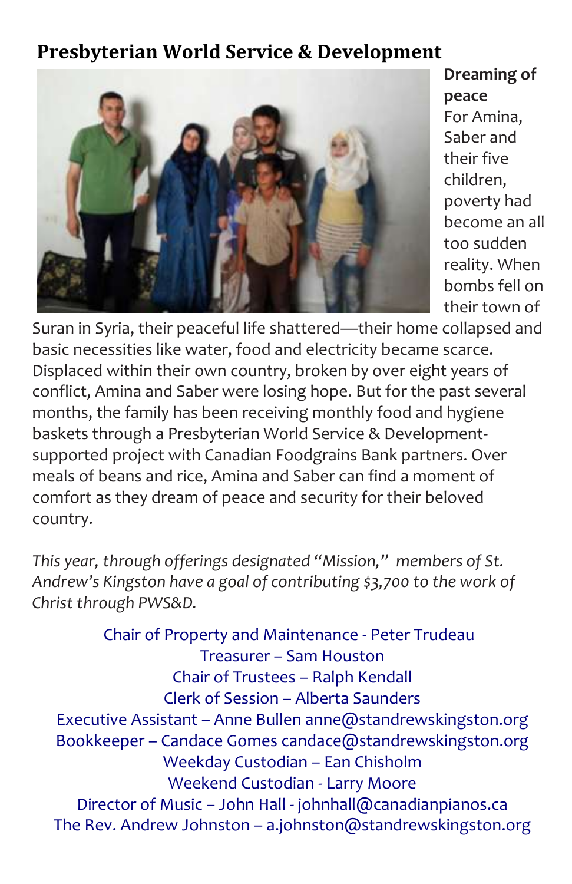## Presbyterian World Service & Development

**Dreaming of peace**

For Amina, Saber and their five children, poverty had become an all too sudden reality. When bombs fell on their town of Suran in Syria, their peaceful life shattered—their home collapsed and basic necessities like water, food and electricity became scarce. Displaced within their own country, broken by over eight years of conflict, Amina and Saber were losing hope. But for the past several months, the family has been receiving monthly food and hygiene baskets through a Presbyterian World Service & Development-supported project with Canadian Foodgrains Bank partners. Over meals of beans and rice, Amina and Saber can find a moment of comfort as they dream of peace and security for their beloved country.

*This year, through offerings designated "Mission," members of St. Andrew's Kingston have a goal of contributing $3,700 to the work of Christ through PWS&D.*

Chair of Property and Maintenance - Peter Trudeau
Treasurer – Sam Houston
Chair of Trustees – Ralph Kendall
Clerk of Session – Alberta Saunders
Executive Assistant – Anne Bullen anne@standrewskingston.org
Bookkeeper – Candace Gomes candace@standrewskingston.org
Weekday Custodian – Ean Chisholm
Weekend Custodian - Larry Moore
Director of Music – John Hall - johnhall@canadianpianos.ca
The Rev. Andrew Johnston – a.johnston@standrewskingston.org